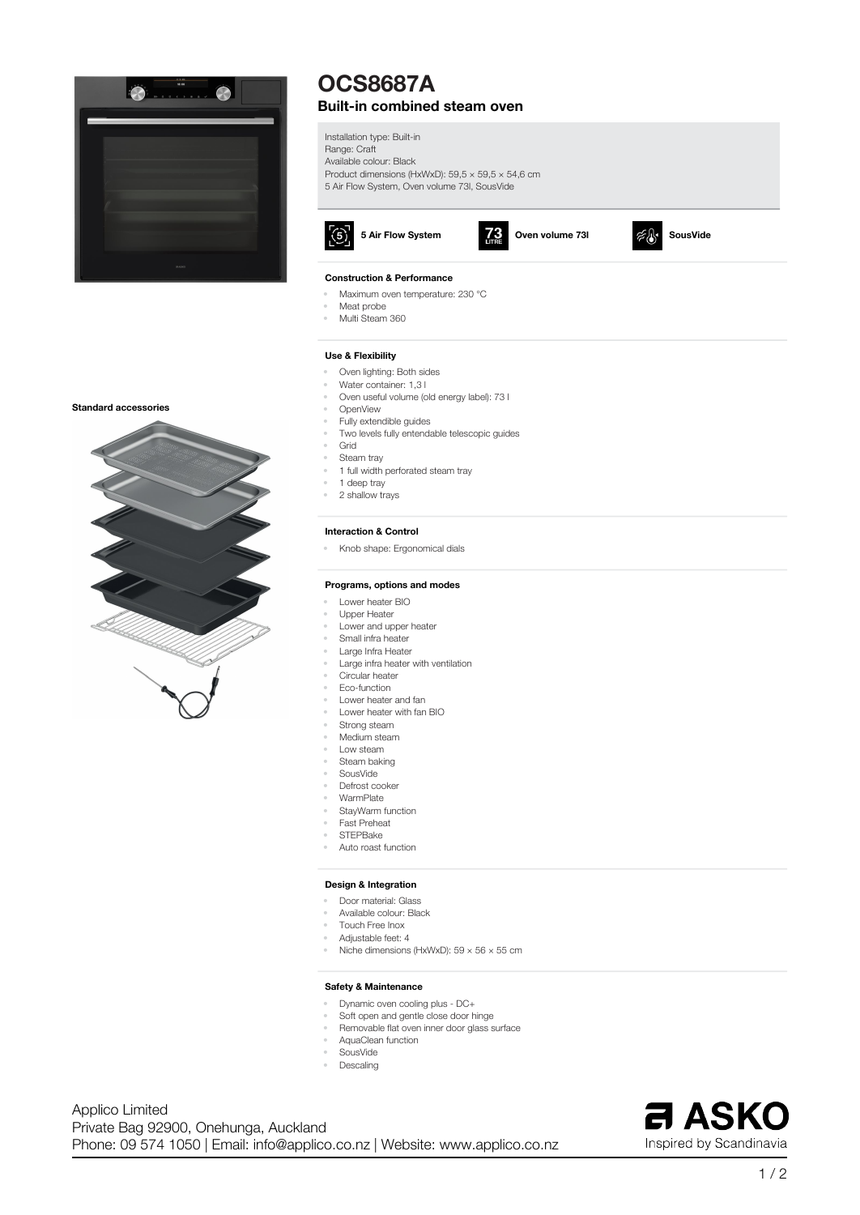# OCS8687A

## Built-in combined steam oven

Installation type: Built-in
Range: Craft
Available colour: Black
Product dimensions (HxWxD): 59,5 × 59,5 × 54,6 cm
5 Air Flow System, Oven volume 73l, SousVide

**5 Air Flow System** | **Oven volume 73l** | **SousVide**

### Construction & Performance

- Maximum oven temperature: 230 °C
- Meat probe
- Multi Steam 360

### Use & Flexibility

- Oven lighting: Both sides
- Water container: 1,3 l
- Oven useful volume (old energy label): 73 l
- OpenView
- Fully extendible guides
- Two levels fully entendable telescopic guides
- Grid
- Steam tray
- 1 full width perforated steam tray
- 1 deep tray
- 2 shallow trays

**Standard accessories**

### Interaction & Control

- Knob shape: Ergonomical dials

### Programs, options and modes

- Lower heater BIO
- Upper Heater
- Lower and upper heater
- Small infra heater
- Large Infra Heater
- Large infra heater with ventilation
- Circular heater
- Eco-function
- Lower heater and fan
- Lower heater with fan BIO
- Strong steam
- Medium steam
- Low steam
- Steam baking
- SousVide
- Defrost cooker
- WarmPlate
- StayWarm function
- Fast Preheat
- STEPBake
- Auto roast function

### Design & Integration

- Door material: Glass
- Available colour: Black
- Touch Free Inox
- Adjustable feet: 4
- Niche dimensions (HxWxD): 59 × 56 × 55 cm

### Safety & Maintenance

- Dynamic oven cooling plus - DC+
- Soft open and gentle close door hinge
- Removable flat oven inner door glass surface
- AquaClean function
- SousVide
- Descaling

Applico Limited
Private Bag 92900, Onehunga, Auckland
Phone: 09 574 1050 | Email: info@applico.co.nz | Website: www.applico.co.nz

ASKO
Inspired by Scandinavia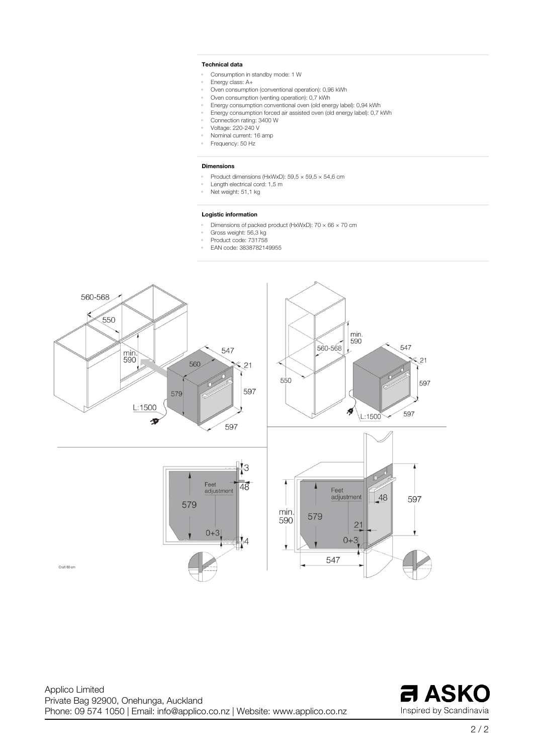### Technical data

- Consumption in standby mode: 1 W
- Energy class: A+
- Oven consumption (conventional operation): 0,96 kWh
- Oven consumption (venting operation): 0,7 kWh
- Energy consumption conventional oven (old energy label): 0,94 kWh
- Energy consumption forced air assisted oven (old energy label): 0,7 kWh
- Connection rating: 3400 W
- Voltage: 220-240 V
- Nominal current: 16 amp
- Frequency: 50 Hz

### Dimensions

- Product dimensions (HxWxD): 59,5 × 59,5 × 54,6 cm
- Length electrical cord: 1,5 m
- Net weight: 51,1 kg

### Logistic information

- Dimensions of packed product (HxWxD): 70 × 66 × 70 cm
- Gross weight: 56,3 kg
- Product code: 731758
- EAN code: 3838782149955

560-568
550
min. 590
547
560
21
579
597
L:1500
597

min. 590
560-568
547
21
550
597
L:1500
597

3
Feet adjustment
48
579
0+3
4

Feet adjustment
48
597
min. 590
579
21
0+3
547

Craft 60 cm

Applico Limited
Private Bag 92900, Onehunga, Auckland
Phone: 09 574 1050 | Email: info@applico.co.nz | Website: www.applico.co.nz

ASKO
Inspired by Scandinavia